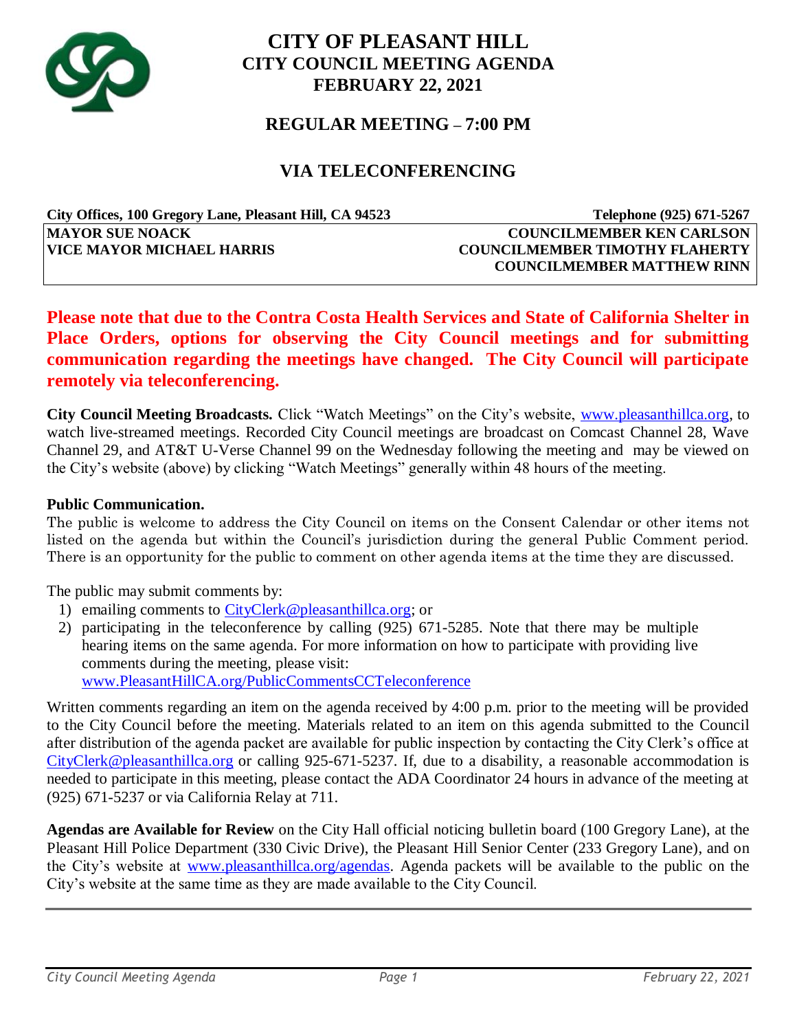# CITY OF PLEASANT HILL
## CITY COUNCIL MEETING AGENDA
## FEBRUARY 22, 2021

## REGULAR MEETING – 7:00 PM

## VIA TELECONFERENCING

**City Offices, 100 Gregory Lane, Pleasant Hill, CA 94523** | **Telephone (925) 671-5267**

| | |
|---|---|
| **MAYOR SUE NOACK** | **COUNCILMEMBER KEN CARLSON** |
| **VICE MAYOR MICHAEL HARRIS** | **COUNCILMEMBER TIMOTHY FLAHERTY** |
| | **COUNCILMEMBER MATTHEW RINN** |

**Please note that due to the Contra Costa Health Services and State of California Shelter in Place Orders, options for observing the City Council meetings and for submitting communication regarding the meetings have changed. The City Council will participate remotely via teleconferencing.**

**City Council Meeting Broadcasts.** Click "Watch Meetings" on the City's website, www.pleasanthillca.org, to watch live-streamed meetings. Recorded City Council meetings are broadcast on Comcast Channel 28, Wave Channel 29, and AT&T U-Verse Channel 99 on the Wednesday following the meeting and may be viewed on the City's website (above) by clicking "Watch Meetings" generally within 48 hours of the meeting.

**Public Communication.**
The public is welcome to address the City Council on items on the Consent Calendar or other items not listed on the agenda but within the Council's jurisdiction during the general Public Comment period. There is an opportunity for the public to comment on other agenda items at the time they are discussed.

The public may submit comments by:

1) emailing comments to CityClerk@pleasanthillca.org; or
2) participating in the teleconference by calling (925) 671-5285. Note that there may be multiple hearing items on the same agenda. For more information on how to participate with providing live comments during the meeting, please visit: www.PleasantHillCA.org/PublicCommentsCCTeleconference

Written comments regarding an item on the agenda received by 4:00 p.m. prior to the meeting will be provided to the City Council before the meeting. Materials related to an item on this agenda submitted to the Council after distribution of the agenda packet are available for public inspection by contacting the City Clerk's office at CityClerk@pleasanthillca.org or calling 925-671-5237. If, due to a disability, a reasonable accommodation is needed to participate in this meeting, please contact the ADA Coordinator 24 hours in advance of the meeting at (925) 671-5237 or via California Relay at 711.

**Agendas are Available for Review** on the City Hall official noticing bulletin board (100 Gregory Lane), at the Pleasant Hill Police Department (330 Civic Drive), the Pleasant Hill Senior Center (233 Gregory Lane), and on the City's website at www.pleasanthillca.org/agendas. Agenda packets will be available to the public on the City's website at the same time as they are made available to the City Council.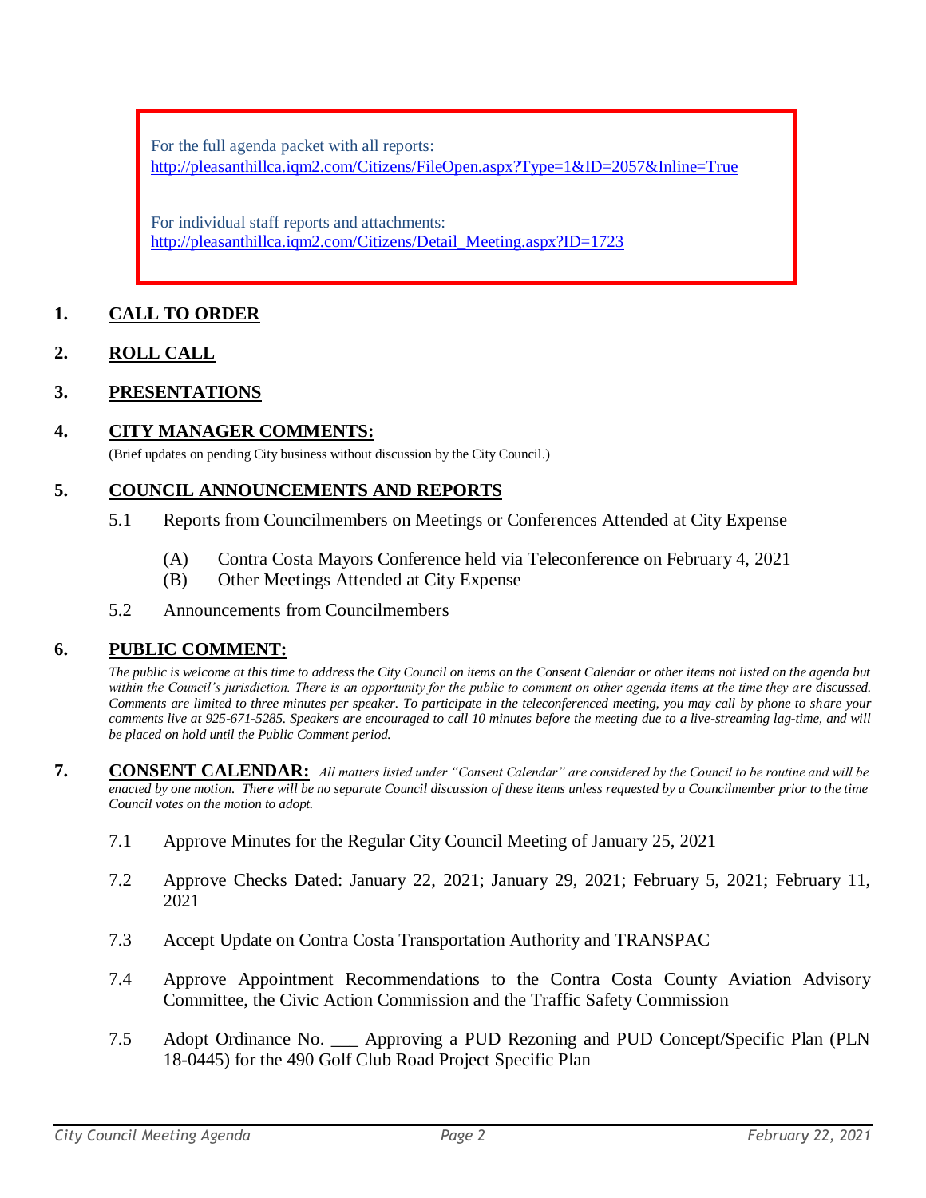For the full agenda packet with all reports:
http://pleasanthillca.iqm2.com/Citizens/FileOpen.aspx?Type=1&ID=2057&Inline=True

For individual staff reports and attachments:
http://pleasanthillca.iqm2.com/Citizens/Detail_Meeting.aspx?ID=1723

## 1. CALL TO ORDER

## 2. ROLL CALL

## 3. PRESENTATIONS

## 4. CITY MANAGER COMMENTS:

(Brief updates on pending City business without discussion by the City Council.)

## 5. COUNCIL ANNOUNCEMENTS AND REPORTS

5.1 Reports from Councilmembers on Meetings or Conferences Attended at City Expense

(A) Contra Costa Mayors Conference held via Teleconference on February 4, 2021
(B) Other Meetings Attended at City Expense

5.2 Announcements from Councilmembers

## 6. PUBLIC COMMENT:

*The public is welcome at this time to address the City Council on items on the Consent Calendar or other items not listed on the agenda but within the Council's jurisdiction. There is an opportunity for the public to comment on other agenda items at the time they are discussed. Comments are limited to three minutes per speaker. To participate in the teleconferenced meeting, you may call by phone to share your comments live at 925-671-5285. Speakers are encouraged to call 10 minutes before the meeting due to a live-streaming lag-time, and will be placed on hold until the Public Comment period.*

## 7. CONSENT CALENDAR:

*All matters listed under "Consent Calendar" are considered by the Council to be routine and will be enacted by one motion. There will be no separate Council discussion of these items unless requested by a Councilmember prior to the time Council votes on the motion to adopt.*

7.1 Approve Minutes for the Regular City Council Meeting of January 25, 2021

7.2 Approve Checks Dated: January 22, 2021; January 29, 2021; February 5, 2021; February 11, 2021

7.3 Accept Update on Contra Costa Transportation Authority and TRANSPAC

7.4 Approve Appointment Recommendations to the Contra Costa County Aviation Advisory Committee, the Civic Action Commission and the Traffic Safety Commission

7.5 Adopt Ordinance No. ___ Approving a PUD Rezoning and PUD Concept/Specific Plan (PLN 18-0445) for the 490 Golf Club Road Project Specific Plan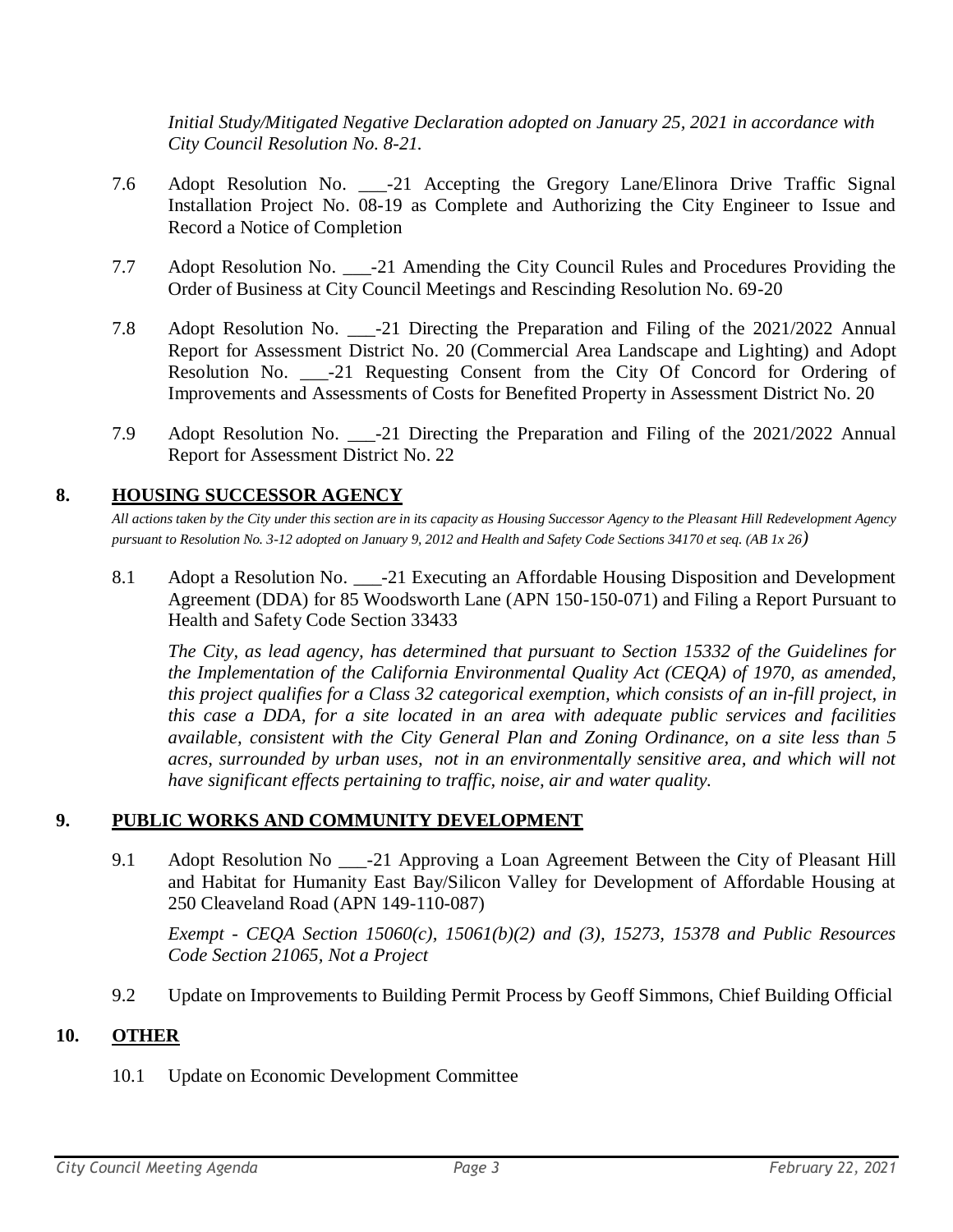*Initial Study/Mitigated Negative Declaration adopted on January 25, 2021 in accordance with City Council Resolution No. 8-21.*

7.6 Adopt Resolution No. ___-21 Accepting the Gregory Lane/Elinora Drive Traffic Signal Installation Project No. 08-19 as Complete and Authorizing the City Engineer to Issue and Record a Notice of Completion

7.7 Adopt Resolution No. ___-21 Amending the City Council Rules and Procedures Providing the Order of Business at City Council Meetings and Rescinding Resolution No. 69-20

7.8 Adopt Resolution No. ___-21 Directing the Preparation and Filing of the 2021/2022 Annual Report for Assessment District No. 20 (Commercial Area Landscape and Lighting) and Adopt Resolution No. ___-21 Requesting Consent from the City Of Concord for Ordering of Improvements and Assessments of Costs for Benefited Property in Assessment District No. 20

7.9 Adopt Resolution No. ___-21 Directing the Preparation and Filing of the 2021/2022 Annual Report for Assessment District No. 22

## 8. HOUSING SUCCESSOR AGENCY

*All actions taken by the City under this section are in its capacity as Housing Successor Agency to the Pleasant Hill Redevelopment Agency pursuant to Resolution No. 3-12 adopted on January 9, 2012 and Health and Safety Code Sections 34170 et seq. (AB 1x 26)*

8.1 Adopt a Resolution No. ___-21 Executing an Affordable Housing Disposition and Development Agreement (DDA) for 85 Woodsworth Lane (APN 150-150-071) and Filing a Report Pursuant to Health and Safety Code Section 33433

*The City, as lead agency, has determined that pursuant to Section 15332 of the Guidelines for the Implementation of the California Environmental Quality Act (CEQA) of 1970, as amended, this project qualifies for a Class 32 categorical exemption, which consists of an in-fill project, in this case a DDA, for a site located in an area with adequate public services and facilities available, consistent with the City General Plan and Zoning Ordinance, on a site less than 5 acres, surrounded by urban uses, not in an environmentally sensitive area, and which will not have significant effects pertaining to traffic, noise, air and water quality.*

## 9. PUBLIC WORKS AND COMMUNITY DEVELOPMENT

9.1 Adopt Resolution No ___-21 Approving a Loan Agreement Between the City of Pleasant Hill and Habitat for Humanity East Bay/Silicon Valley for Development of Affordable Housing at 250 Cleaveland Road (APN 149-110-087)

*Exempt - CEQA Section 15060(c), 15061(b)(2) and (3), 15273, 15378 and Public Resources Code Section 21065, Not a Project*

9.2 Update on Improvements to Building Permit Process by Geoff Simmons, Chief Building Official

## 10. OTHER

10.1 Update on Economic Development Committee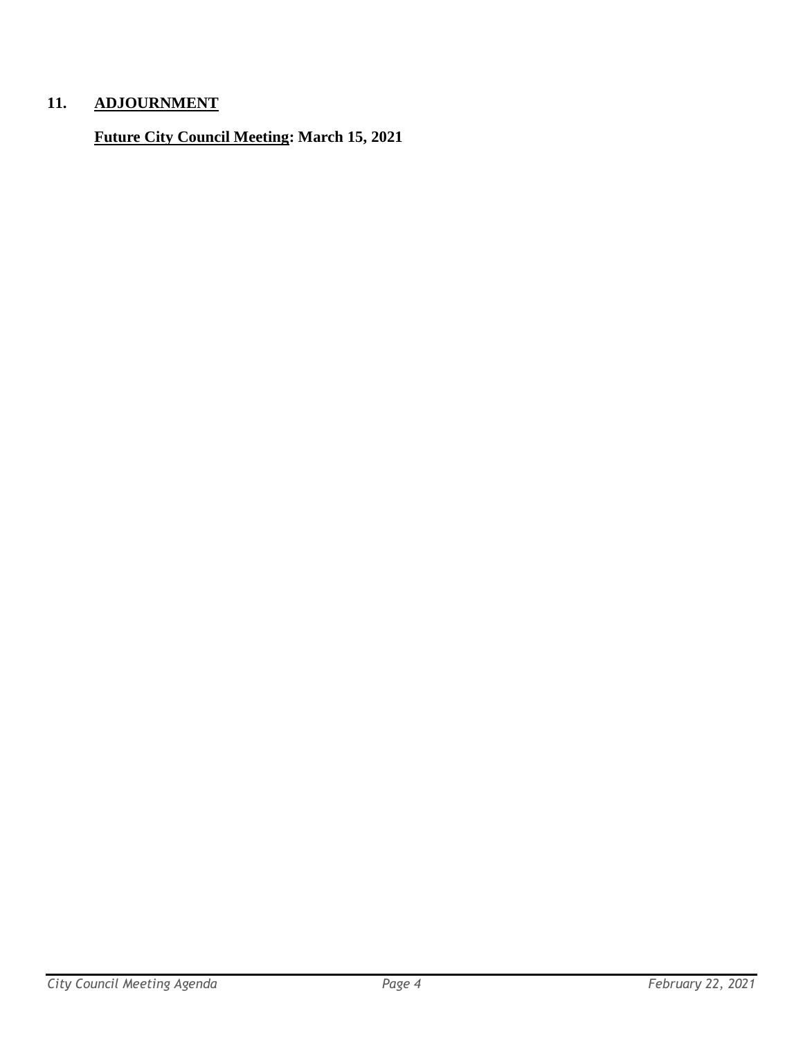## 11. ADJOURNMENT

**Future City Council Meeting: March 15, 2021**